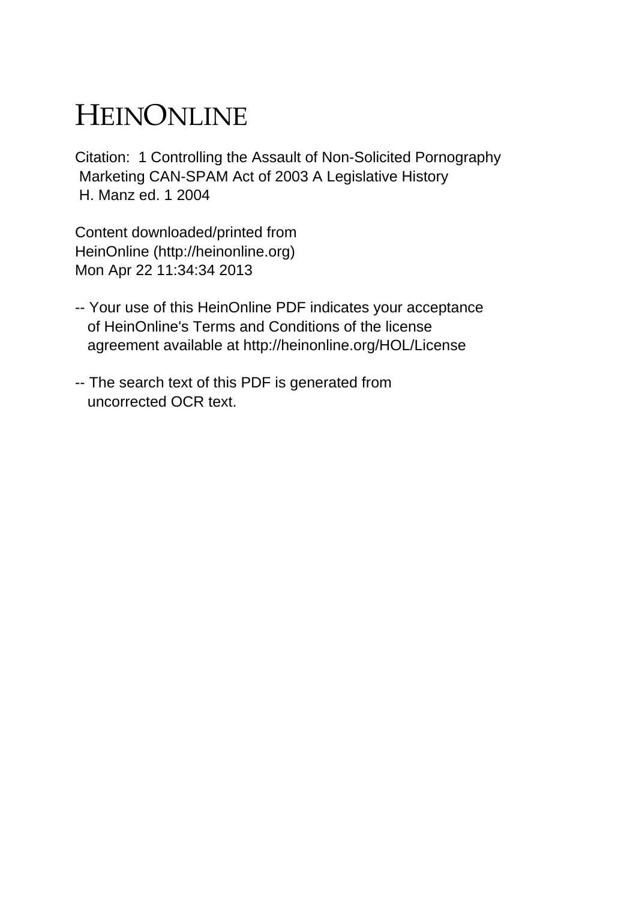# HEINONLINE

Citation: 1 Controlling the Assault of Non-Solicited Pornography Marketing CAN-SPAM Act of 2003 A Legislative History H. Manz ed. 1 2004

Content downloaded/printed from HeinOnline (http://heinonline.org) Mon Apr 22 11:34:34 2013

- -- Your use of this HeinOnline PDF indicates your acceptance of HeinOnline's Terms and Conditions of the license agreement available at http://heinonline.org/HOL/License

- -- The search text of this PDF is generated from uncorrected OCR text.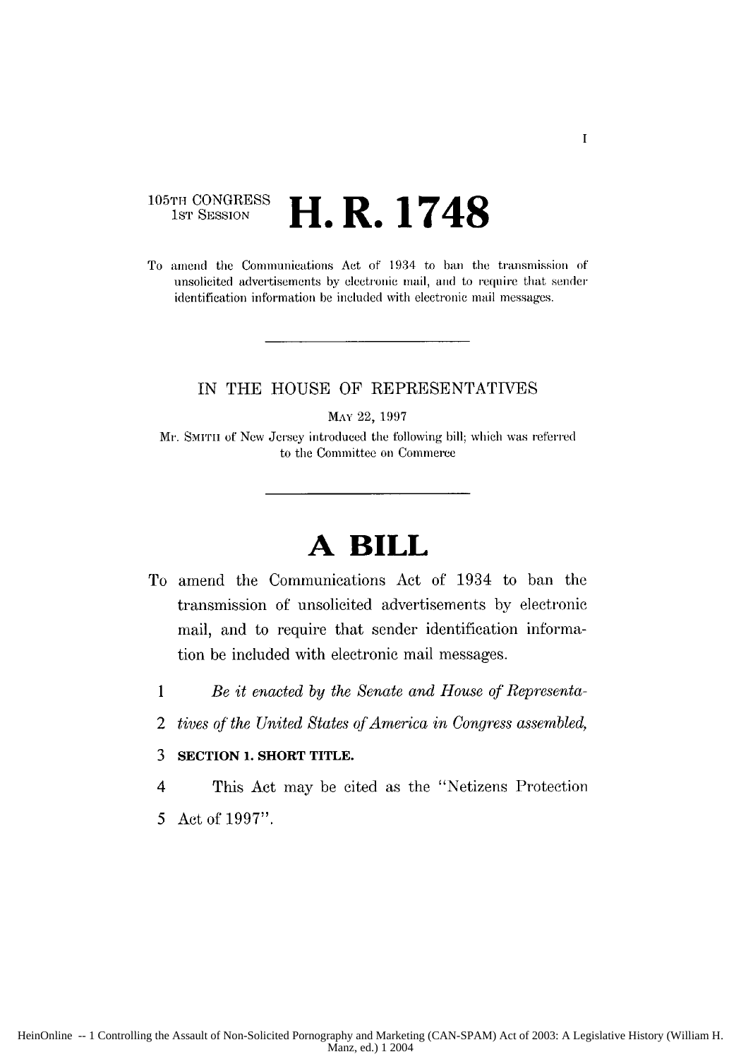105TH CONGRESS
1ST SESSION

# H. R. 1748

To amend the Communications Act of 1934 to ban the transmission of unsolicited advertisements by electronic mail, and to require that sender identification information be included with electronic mail messages.

---

IN THE HOUSE OF REPRESENTATIVES

MAY 22, 1997

Mr. SMITH of New Jersey introduced the following bill; which was referred to the Committee on Commerce

---

# A BILL

To amend the Communications Act of 1934 to ban the transmission of unsolicited advertisements by electronic mail, and to require that sender identification information be included with electronic mail messages.

1 *Be it enacted by the Senate and House of Representa-*

2 *tives of the United States of America in Congress assembled,*

3 **SECTION 1. SHORT TITLE.**

4 This Act may be cited as the "Netizens Protection

5 Act of 1997".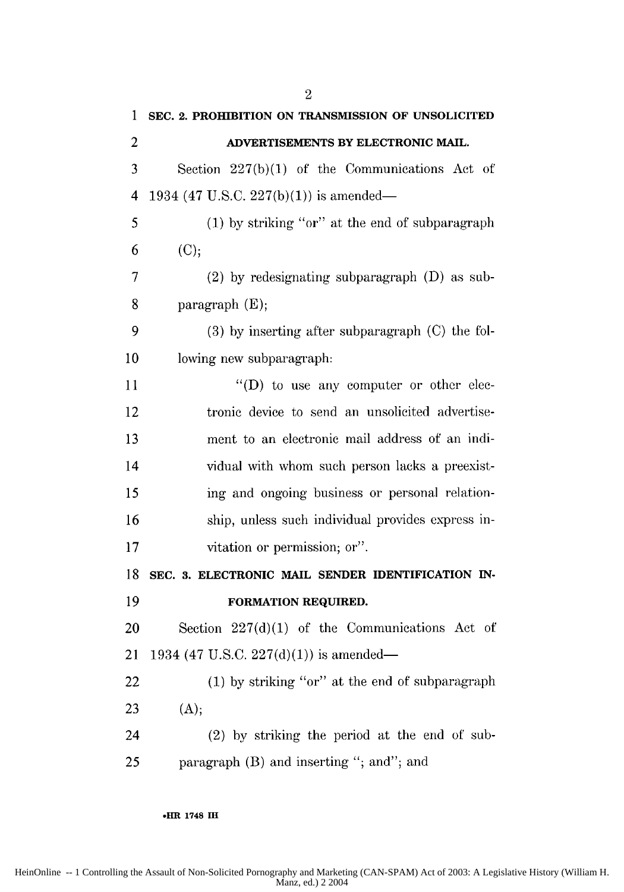**SEC. 2. PROHIBITION ON TRANSMISSION OF UNSOLICITED ADVERTISEMENTS BY ELECTRONIC MAIL.**

Section 227(b)(1) of the Communications Act of 1934 (47 U.S.C. 227(b)(1)) is amended—

(1) by striking "or" at the end of subparagraph (C);

(2) by redesignating subparagraph (D) as subparagraph (E);

(3) by inserting after subparagraph (C) the following new subparagraph:

"(D) to use any computer or other electronic device to send an unsolicited advertisement to an electronic mail address of an individual with whom such person lacks a preexisting and ongoing business or personal relationship, unless such individual provides express invitation or permission; or".

**SEC. 3. ELECTRONIC MAIL SENDER IDENTIFICATION INFORMATION REQUIRED.**

Section 227(d)(1) of the Communications Act of 1934 (47 U.S.C. 227(d)(1)) is amended—

(1) by striking "or" at the end of subparagraph (A);

(2) by striking the period at the end of subparagraph (B) and inserting "; and"; and

•HR 1748 IH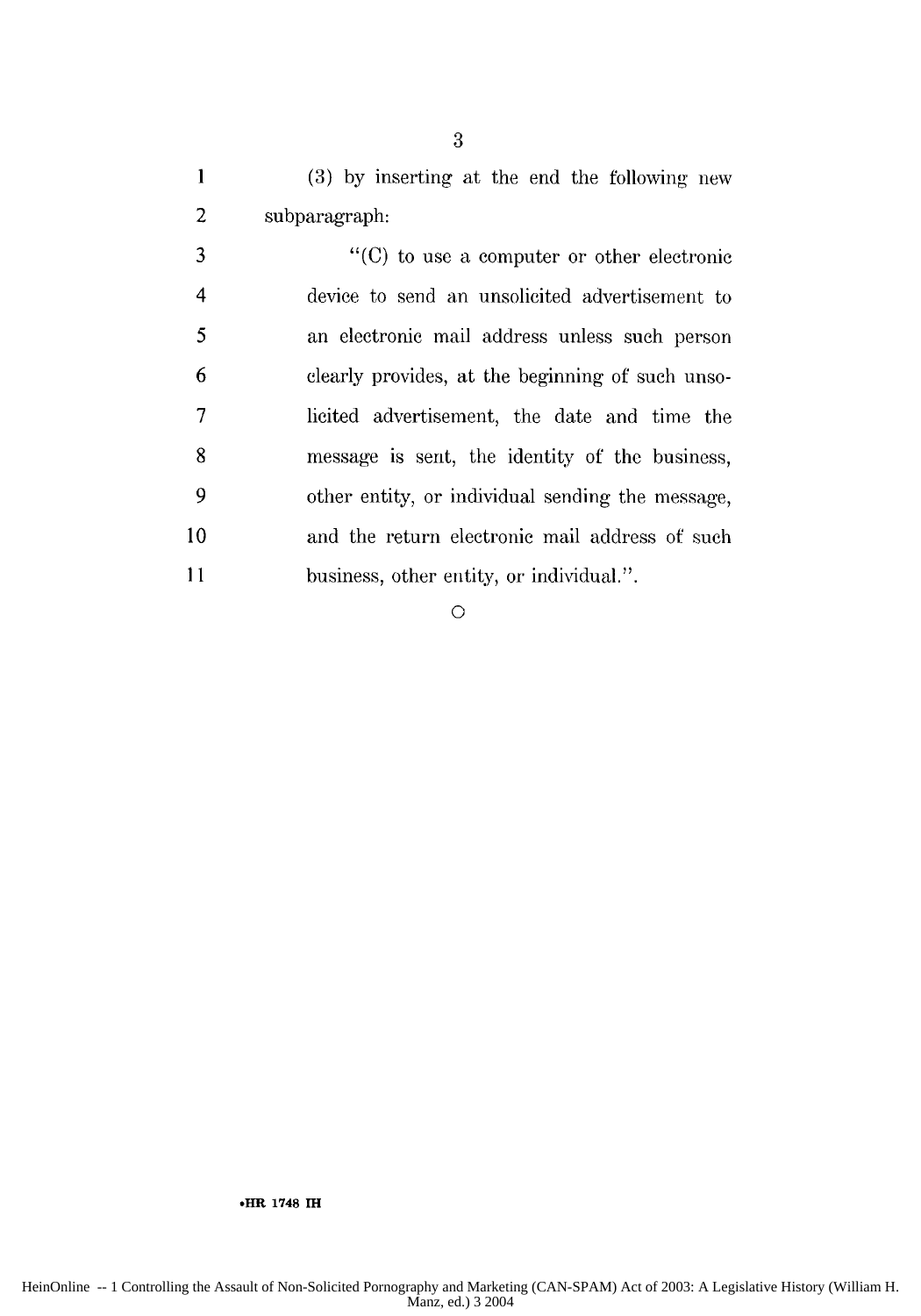(3) by inserting at the end the following new subparagraph:

"(C) to use a computer or other electronic device to send an unsolicited advertisement to an electronic mail address unless such person clearly provides, at the beginning of such unsolicited advertisement, the date and time the message is sent, the identity of the business, other entity, or individual sending the message, and the return electronic mail address of such business, other entity, or individual.".

○

•HR 1748 IH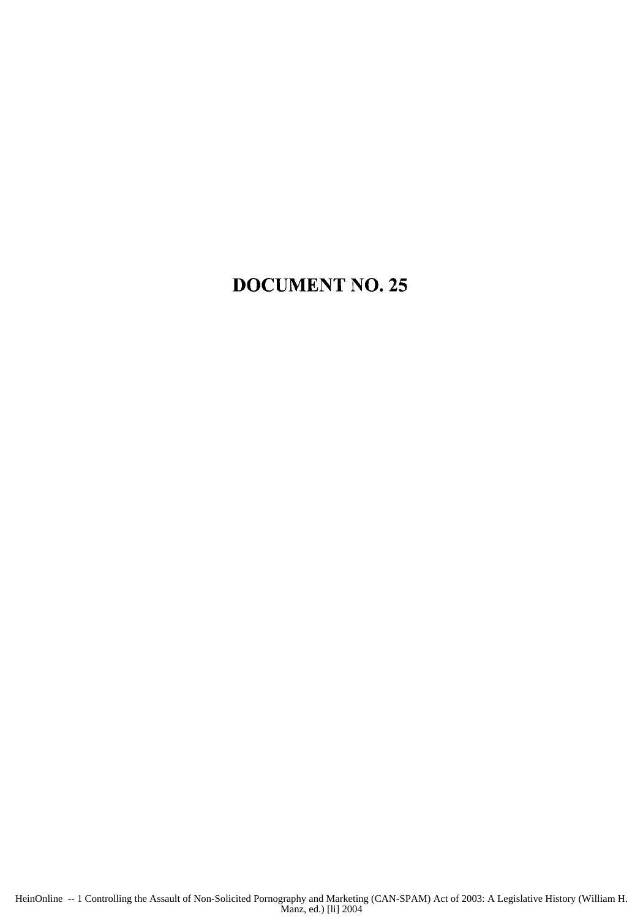# DOCUMENT NO. 25